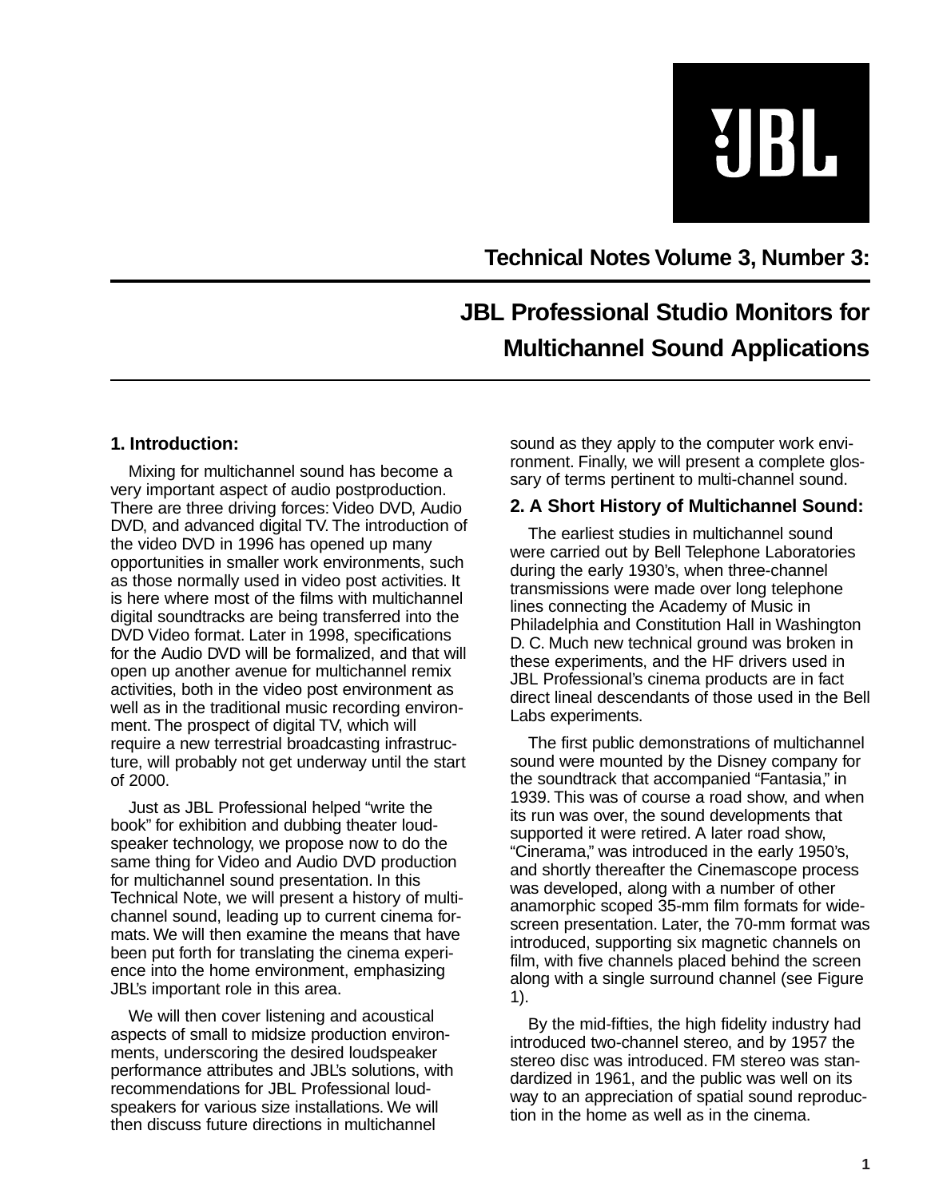# Technical Notes Volume 3, Number 3:

# JBL Professional Studio Monitors for Multichannel Sound Applications

## 1. Introduction:

Mixing for multichannel sound has become a very important aspect of audio postproduction. There are three driving forces: Video DVD, Audio DVD, and advanced digital TV. The introduction of the video DVD in 1996 has opened up many opportunities in smaller work environments, such as those normally used in video post activities. It is here where most of the films with multichannel digital soundtracks are being transferred into the DVD Video format. Later in 1998, specifications for the Audio DVD will be formalized, and that will open up another avenue for multichannel remix activities, both in the video post environment as well as in the traditional music recording environment. The prospect of digital TV, which will require a new terrestrial broadcasting infrastructure, will probably not get underway until the start of 2000.

Just as JBL Professional helped "write the book" for exhibition and dubbing theater loudspeaker technology, we propose now to do the same thing for Video and Audio DVD production for multichannel sound presentation. In this Technical Note, we will present a history of multichannel sound, leading up to current cinema formats. We will then examine the means that have been put forth for translating the cinema experience into the home environment, emphasizing JBL's important role in this area.

We will then cover listening and acoustical aspects of small to midsize production environments, underscoring the desired loudspeaker performance attributes and JBL's solutions, with recommendations for JBL Professional loudspeakers for various size installations. We will then discuss future directions in multichannel sound as they apply to the computer work environment. Finally, we will present a complete glossary of terms pertinent to multi-channel sound.

## 2. A Short History of Multichannel Sound:

The earliest studies in multichannel sound were carried out by Bell Telephone Laboratories during the early 1930's, when three-channel transmissions were made over long telephone lines connecting the Academy of Music in Philadelphia and Constitution Hall in Washington D. C. Much new technical ground was broken in these experiments, and the HF drivers used in JBL Professional's cinema products are in fact direct lineal descendants of those used in the Bell Labs experiments.

The first public demonstrations of multichannel sound were mounted by the Disney company for the soundtrack that accompanied "Fantasia," in 1939. This was of course a road show, and when its run was over, the sound developments that supported it were retired. A later road show, "Cinerama," was introduced in the early 1950's, and shortly thereafter the Cinemascope process was developed, along with a number of other anamorphic scoped 35-mm film formats for widescreen presentation. Later, the 70-mm format was introduced, supporting six magnetic channels on film, with five channels placed behind the screen along with a single surround channel (see Figure 1).

By the mid-fifties, the high fidelity industry had introduced two-channel stereo, and by 1957 the stereo disc was introduced. FM stereo was standardized in 1961, and the public was well on its way to an appreciation of spatial sound reproduction in the home as well as in the cinema.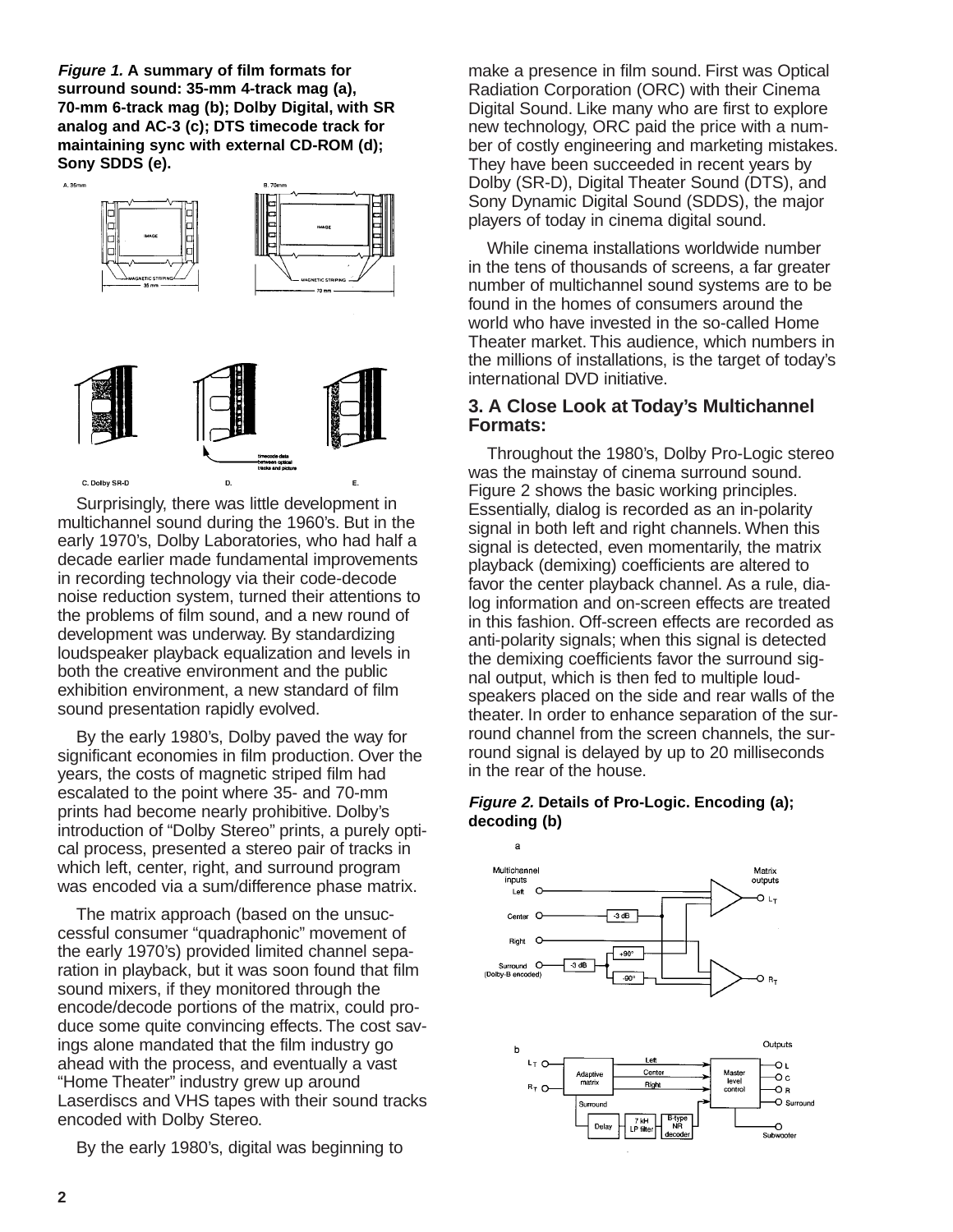*Figure 1.* **A summary of film formats for surround sound: 35-mm 4-track mag (a), 70-mm 6-track mag (b); Dolby Digital, with SR analog and AC-3 (c); DTS timecode track for maintaining sync with external CD-ROM (d); Sony SDDS (e).**

Surprisingly, there was little development in multichannel sound during the 1960's. But in the early 1970's, Dolby Laboratories, who had half a decade earlier made fundamental improvements in recording technology via their code-decode noise reduction system, turned their attentions to the problems of film sound, and a new round of development was underway. By standardizing loudspeaker playback equalization and levels in both the creative environment and the public exhibition environment, a new standard of film sound presentation rapidly evolved.

By the early 1980's, Dolby paved the way for significant economies in film production. Over the years, the costs of magnetic striped film had escalated to the point where 35- and 70-mm prints had become nearly prohibitive. Dolby's introduction of "Dolby Stereo" prints, a purely optical process, presented a stereo pair of tracks in which left, center, right, and surround program was encoded via a sum/difference phase matrix.

The matrix approach (based on the unsuccessful consumer "quadraphonic" movement of the early 1970's) provided limited channel separation in playback, but it was soon found that film sound mixers, if they monitored through the encode/decode portions of the matrix, could produce some quite convincing effects. The cost savings alone mandated that the film industry go ahead with the process, and eventually a vast "Home Theater" industry grew up around Laserdiscs and VHS tapes with their sound tracks encoded with Dolby Stereo.

By the early 1980's, digital was beginning to make a presence in film sound. First was Optical Radiation Corporation (ORC) with their Cinema Digital Sound. Like many who are first to explore new technology, ORC paid the price with a number of costly engineering and marketing mistakes. They have been succeeded in recent years by Dolby (SR-D), Digital Theater Sound (DTS), and Sony Dynamic Digital Sound (SDDS), the major players of today in cinema digital sound.

While cinema installations worldwide number in the tens of thousands of screens, a far greater number of multichannel sound systems are to be found in the homes of consumers around the world who have invested in the so-called Home Theater market. This audience, which numbers in the millions of installations, is the target of today's international DVD initiative.

## 3. A Close Look at Today's Multichannel Formats:

Throughout the 1980's, Dolby Pro-Logic stereo was the mainstay of cinema surround sound. Figure 2 shows the basic working principles. Essentially, dialog is recorded as an in-polarity signal in both left and right channels. When this signal is detected, even momentarily, the matrix playback (demixing) coefficients are altered to favor the center playback channel. As a rule, dialog information and on-screen effects are treated in this fashion. Off-screen effects are recorded as anti-polarity signals; when this signal is detected the demixing coefficients favor the surround signal output, which is then fed to multiple loudspeakers placed on the side and rear walls of the theater. In order to enhance separation of the surround channel from the screen channels, the surround signal is delayed by up to 20 milliseconds in the rear of the house.

*Figure 2.* **Details of Pro-Logic. Encoding (a); decoding (b)**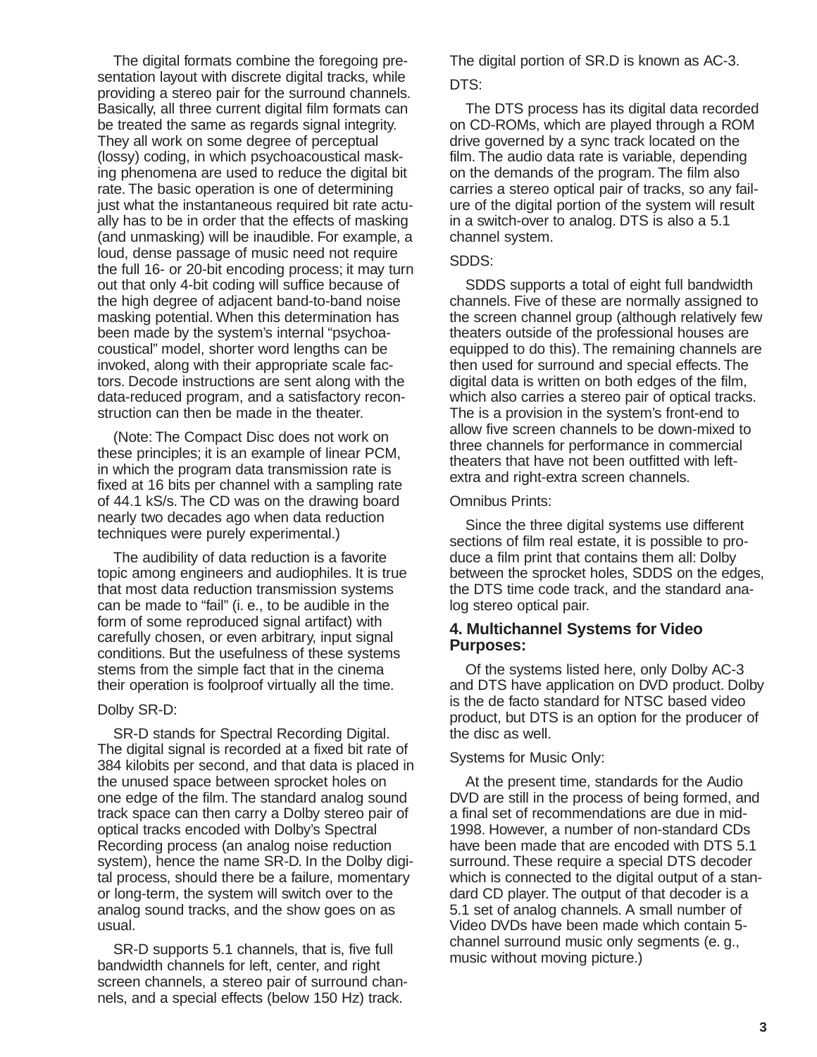The digital formats combine the foregoing presentation layout with discrete digital tracks, while providing a stereo pair for the surround channels. Basically, all three current digital film formats can be treated the same as regards signal integrity. They all work on some degree of perceptual (lossy) coding, in which psychoacoustical masking phenomena are used to reduce the digital bit rate. The basic operation is one of determining just what the instantaneous required bit rate actually has to be in order that the effects of masking (and unmasking) will be inaudible. For example, a loud, dense passage of music need not require the full 16- or 20-bit encoding process; it may turn out that only 4-bit coding will suffice because of the high degree of adjacent band-to-band noise masking potential. When this determination has been made by the system's internal "psychoacoustical" model, shorter word lengths can be invoked, along with their appropriate scale factors. Decode instructions are sent along with the data-reduced program, and a satisfactory reconstruction can then be made in the theater.

(Note: The Compact Disc does not work on these principles; it is an example of linear PCM, in which the program data transmission rate is fixed at 16 bits per channel with a sampling rate of 44.1 kS/s. The CD was on the drawing board nearly two decades ago when data reduction techniques were purely experimental.)

The audibility of data reduction is a favorite topic among engineers and audiophiles. It is true that most data reduction transmission systems can be made to "fail" (i. e., to be audible in the form of some reproduced signal artifact) with carefully chosen, or even arbitrary, input signal conditions. But the usefulness of these systems stems from the simple fact that in the cinema their operation is foolproof virtually all the time.

Dolby SR-D:

SR-D stands for Spectral Recording Digital. The digital signal is recorded at a fixed bit rate of 384 kilobits per second, and that data is placed in the unused space between sprocket holes on one edge of the film. The standard analog sound track space can then carry a Dolby stereo pair of optical tracks encoded with Dolby's Spectral Recording process (an analog noise reduction system), hence the name SR-D. In the Dolby digital process, should there be a failure, momentary or long-term, the system will switch over to the analog sound tracks, and the show goes on as usual.

SR-D supports 5.1 channels, that is, five full bandwidth channels for left, center, and right screen channels, a stereo pair of surround channels, and a special effects (below 150 Hz) track. The digital portion of SR.D is known as AC-3.

DTS:

The DTS process has its digital data recorded on CD-ROMs, which are played through a ROM drive governed by a sync track located on the film. The audio data rate is variable, depending on the demands of the program. The film also carries a stereo optical pair of tracks, so any failure of the digital portion of the system will result in a switch-over to analog. DTS is also a 5.1 channel system.

SDDS:

SDDS supports a total of eight full bandwidth channels. Five of these are normally assigned to the screen channel group (although relatively few theaters outside of the professional houses are equipped to do this). The remaining channels are then used for surround and special effects. The digital data is written on both edges of the film, which also carries a stereo pair of optical tracks. The is a provision in the system's front-end to allow five screen channels to be down-mixed to three channels for performance in commercial theaters that have not been outfitted with left-extra and right-extra screen channels.

Omnibus Prints:

Since the three digital systems use different sections of film real estate, it is possible to produce a film print that contains them all: Dolby between the sprocket holes, SDDS on the edges, the DTS time code track, and the standard analog stereo optical pair.

### 4. Multichannel Systems for Video Purposes:

Of the systems listed here, only Dolby AC-3 and DTS have application on DVD product. Dolby is the de facto standard for NTSC based video product, but DTS is an option for the producer of the disc as well.

Systems for Music Only:

At the present time, standards for the Audio DVD are still in the process of being formed, and a final set of recommendations are due in mid-1998. However, a number of non-standard CDs have been made that are encoded with DTS 5.1 surround. These require a special DTS decoder which is connected to the digital output of a standard CD player. The output of that decoder is a 5.1 set of analog channels. A small number of Video DVDs have been made which contain 5-channel surround music only segments (e. g., music without moving picture.)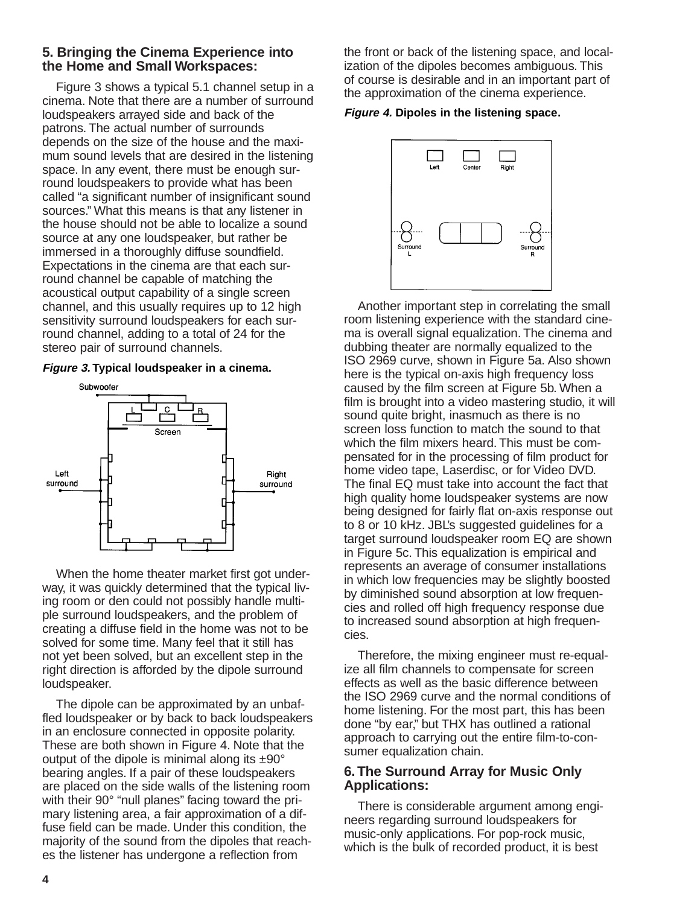## 5. Bringing the Cinema Experience into the Home and Small Workspaces:

Figure 3 shows a typical 5.1 channel setup in a cinema. Note that there are a number of surround loudspeakers arrayed side and back of the patrons. The actual number of surrounds depends on the size of the house and the maximum sound levels that are desired in the listening space. In any event, there must be enough surround loudspeakers to provide what has been called "a significant number of insignificant sound sources." What this means is that any listener in the house should not be able to localize a sound source at any one loudspeaker, but rather be immersed in a thoroughly diffuse soundfield. Expectations in the cinema are that each surround channel be capable of matching the acoustical output capability of a single screen channel, and this usually requires up to 12 high sensitivity surround loudspeakers for each surround channel, adding to a total of 24 for the stereo pair of surround channels.

***Figure 3.* Typical loudspeaker in a cinema.**

When the home theater market first got underway, it was quickly determined that the typical living room or den could not possibly handle multiple surround loudspeakers, and the problem of creating a diffuse field in the home was not to be solved for some time. Many feel that it still has not yet been solved, but an excellent step in the right direction is afforded by the dipole surround loudspeaker.

The dipole can be approximated by an unbaffled loudspeaker or by back to back loudspeakers in an enclosure connected in opposite polarity. These are both shown in Figure 4. Note that the output of the dipole is minimal along its ±90° bearing angles. If a pair of these loudspeakers are placed on the side walls of the listening room with their 90° "null planes" facing toward the primary listening area, a fair approximation of a diffuse field can be made. Under this condition, the majority of the sound from the dipoles that reaches the listener has undergone a reflection from the front or back of the listening space, and localization of the dipoles becomes ambiguous. This of course is desirable and in an important part of the approximation of the cinema experience.

***Figure 4.* Dipoles in the listening space.**

Another important step in correlating the small room listening experience with the standard cinema is overall signal equalization. The cinema and dubbing theater are normally equalized to the ISO 2969 curve, shown in Figure 5a. Also shown here is the typical on-axis high frequency loss caused by the film screen at Figure 5b. When a film is brought into a video mastering studio, it will sound quite bright, inasmuch as there is no screen loss function to match the sound to that which the film mixers heard. This must be compensated for in the processing of film product for home video tape, Laserdisc, or for Video DVD. The final EQ must take into account the fact that high quality home loudspeaker systems are now being designed for fairly flat on-axis response out to 8 or 10 kHz. JBL's suggested guidelines for a target surround loudspeaker room EQ are shown in Figure 5c. This equalization is empirical and represents an average of consumer installations in which low frequencies may be slightly boosted by diminished sound absorption at low frequencies and rolled off high frequency response due to increased sound absorption at high frequencies.

Therefore, the mixing engineer must re-equalize all film channels to compensate for screen effects as well as the basic difference between the ISO 2969 curve and the normal conditions of home listening. For the most part, this has been done "by ear," but THX has outlined a rational approach to carrying out the entire film-to-consumer equalization chain.

## 6. The Surround Array for Music Only Applications:

There is considerable argument among engineers regarding surround loudspeakers for music-only applications. For pop-rock music, which is the bulk of recorded product, it is best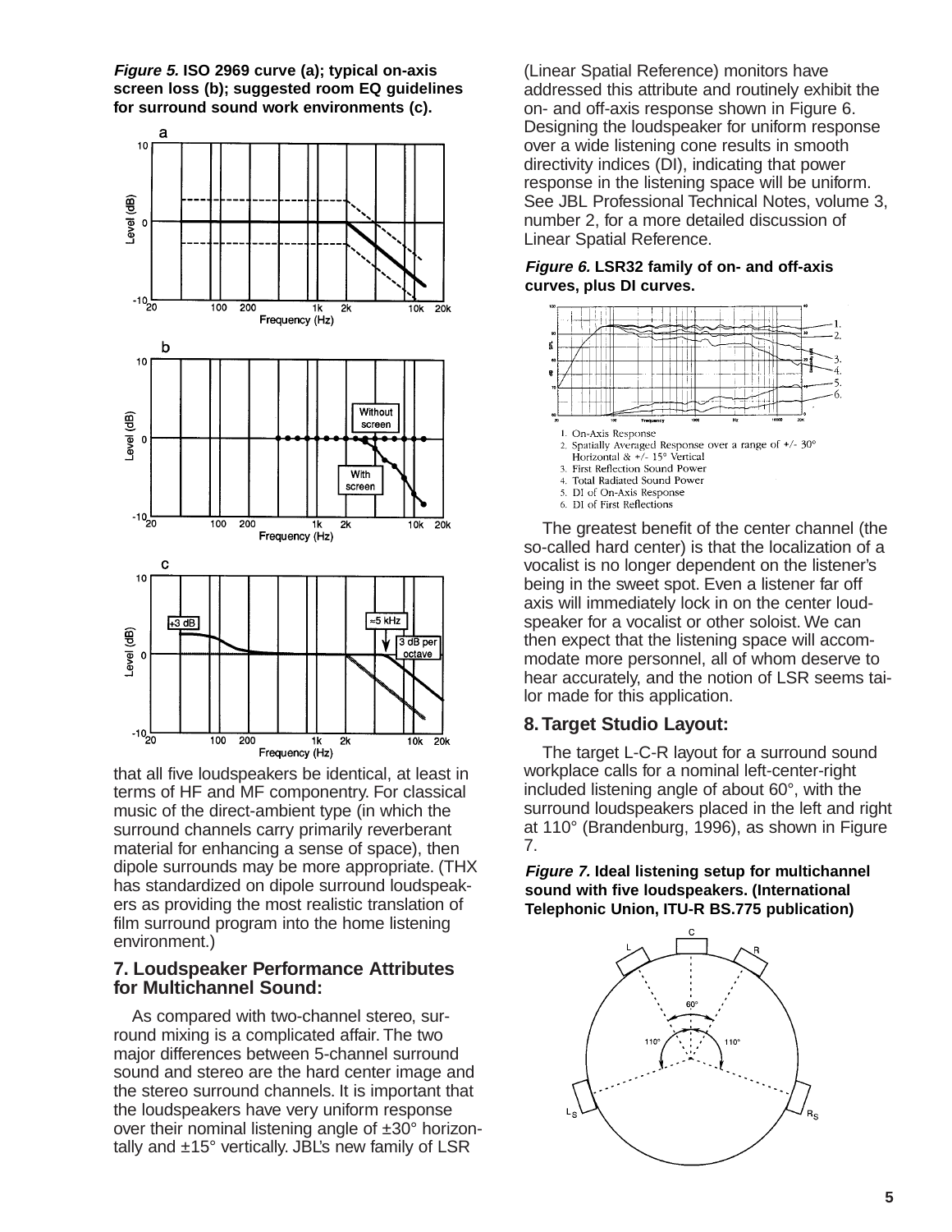*Figure 5.* **ISO 2969 curve (a); typical on-axis screen loss (b); suggested room EQ guidelines for surround sound work environments (c).**

that all five loudspeakers be identical, at least in terms of HF and MF componentry. For classical music of the direct-ambient type (in which the surround channels carry primarily reverberant material for enhancing a sense of space), then dipole surrounds may be more appropriate. (THX has standardized on dipole surround loudspeakers as providing the most realistic translation of film surround program into the home listening environment.)

## 7. Loudspeaker Performance Attributes for Multichannel Sound:

As compared with two-channel stereo, surround mixing is a complicated affair. The two major differences between 5-channel surround sound and stereo are the hard center image and the stereo surround channels. It is important that the loudspeakers have very uniform response over their nominal listening angle of ±30° horizontally and ±15° vertically. JBL's new family of LSR (Linear Spatial Reference) monitors have addressed this attribute and routinely exhibit the on- and off-axis response shown in Figure 6. Designing the loudspeaker for uniform response over a wide listening cone results in smooth directivity indices (DI), indicating that power response in the listening space will be uniform. See JBL Professional Technical Notes, volume 3, number 2, for a more detailed discussion of Linear Spatial Reference.

*Figure 6.* **LSR32 family of on- and off-axis curves, plus DI curves.**

1. On-Axis Response
2. Spatially Averaged Response over a range of +/- 30° Horizontal & +/- 15° Vertical
3. First Reflection Sound Power
4. Total Radiated Sound Power
5. DI of On-Axis Response
6. DI of First Reflections

The greatest benefit of the center channel (the so-called hard center) is that the localization of a vocalist is no longer dependent on the listener's being in the sweet spot. Even a listener far off axis will immediately lock in on the center loudspeaker for a vocalist or other soloist. We can then expect that the listening space will accommodate more personnel, all of whom deserve to hear accurately, and the notion of LSR seems tailor made for this application.

## 8. Target Studio Layout:

The target L-C-R layout for a surround sound workplace calls for a nominal left-center-right included listening angle of about 60°, with the surround loudspeakers placed in the left and right at 110° (Brandenburg, 1996), as shown in Figure 7.

*Figure 7.* **Ideal listening setup for multichannel sound with five loudspeakers. (International Telephonic Union, ITU-R BS.775 publication)**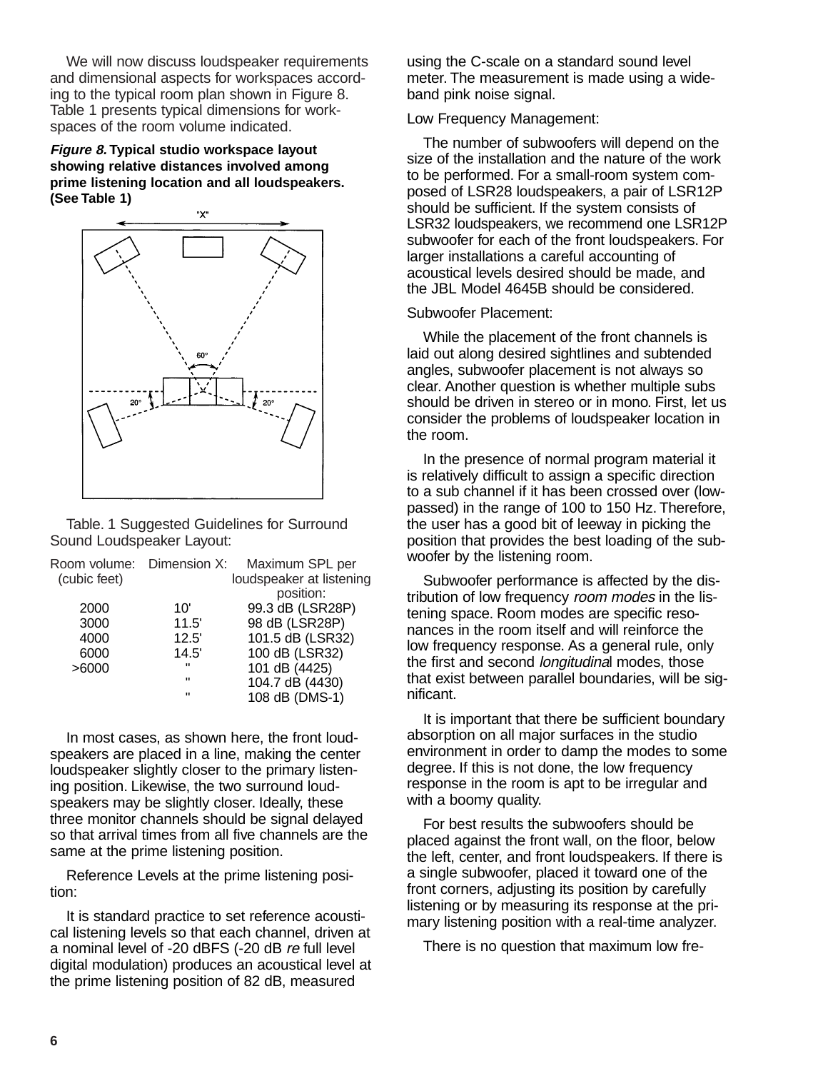We will now discuss loudspeaker requirements and dimensional aspects for workspaces according to the typical room plan shown in Figure 8. Table 1 presents typical dimensions for workspaces of the room volume indicated.

***Figure 8.* Typical studio workspace layout showing relative distances involved among prime listening location and all loudspeakers. (See Table 1)**

Table. 1 Suggested Guidelines for Surround Sound Loudspeaker Layout:

| Room volume: (cubic feet) | Dimension X: | Maximum SPL per loudspeaker at listening position: |
|---|---|---|
| 2000 | 10' | 99.3 dB (LSR28P) |
| 3000 | 11.5' | 98 dB (LSR28P) |
| 4000 | 12.5' | 101.5 dB (LSR32) |
| 6000 | 14.5' | 100 dB (LSR32) |
| >6000 | " | 101 dB (4425) |
| | " | 104.7 dB (4430) |
| | " | 108 dB (DMS-1) |

In most cases, as shown here, the front loudspeakers are placed in a line, making the center loudspeaker slightly closer to the primary listening position. Likewise, the two surround loudspeakers may be slightly closer. Ideally, these three monitor channels should be signal delayed so that arrival times from all five channels are the same at the prime listening position.

Reference Levels at the prime listening position:

It is standard practice to set reference acoustical listening levels so that each channel, driven at a nominal level of -20 dBFS (-20 dB *re* full level digital modulation) produces an acoustical level at the prime listening position of 82 dB, measured using the C-scale on a standard sound level meter. The measurement is made using a wideband pink noise signal.

Low Frequency Management:

The number of subwoofers will depend on the size of the installation and the nature of the work to be performed. For a small-room system composed of LSR28 loudspeakers, a pair of LSR12P should be sufficient. If the system consists of LSR32 loudspeakers, we recommend one LSR12P subwoofer for each of the front loudspeakers. For larger installations a careful accounting of acoustical levels desired should be made, and the JBL Model 4645B should be considered.

Subwoofer Placement:

While the placement of the front channels is laid out along desired sightlines and subtended angles, subwoofer placement is not always so clear. Another question is whether multiple subs should be driven in stereo or in mono. First, let us consider the problems of loudspeaker location in the room.

In the presence of normal program material it is relatively difficult to assign a specific direction to a sub channel if it has been crossed over (low-passed) in the range of 100 to 150 Hz. Therefore, the user has a good bit of leeway in picking the position that provides the best loading of the subwoofer by the listening room.

Subwoofer performance is affected by the distribution of low frequency *room modes* in the listening space. Room modes are specific resonances in the room itself and will reinforce the low frequency response. As a general rule, only the first and second *longitudinal* modes, those that exist between parallel boundaries, will be significant.

It is important that there be sufficient boundary absorption on all major surfaces in the studio environment in order to damp the modes to some degree. If this is not done, the low frequency response in the room is apt to be irregular and with a boomy quality.

For best results the subwoofers should be placed against the front wall, on the floor, below the left, center, and front loudspeakers. If there is a single subwoofer, placed it toward one of the front corners, adjusting its position by carefully listening or by measuring its response at the primary listening position with a real-time analyzer.

There is no question that maximum low fre-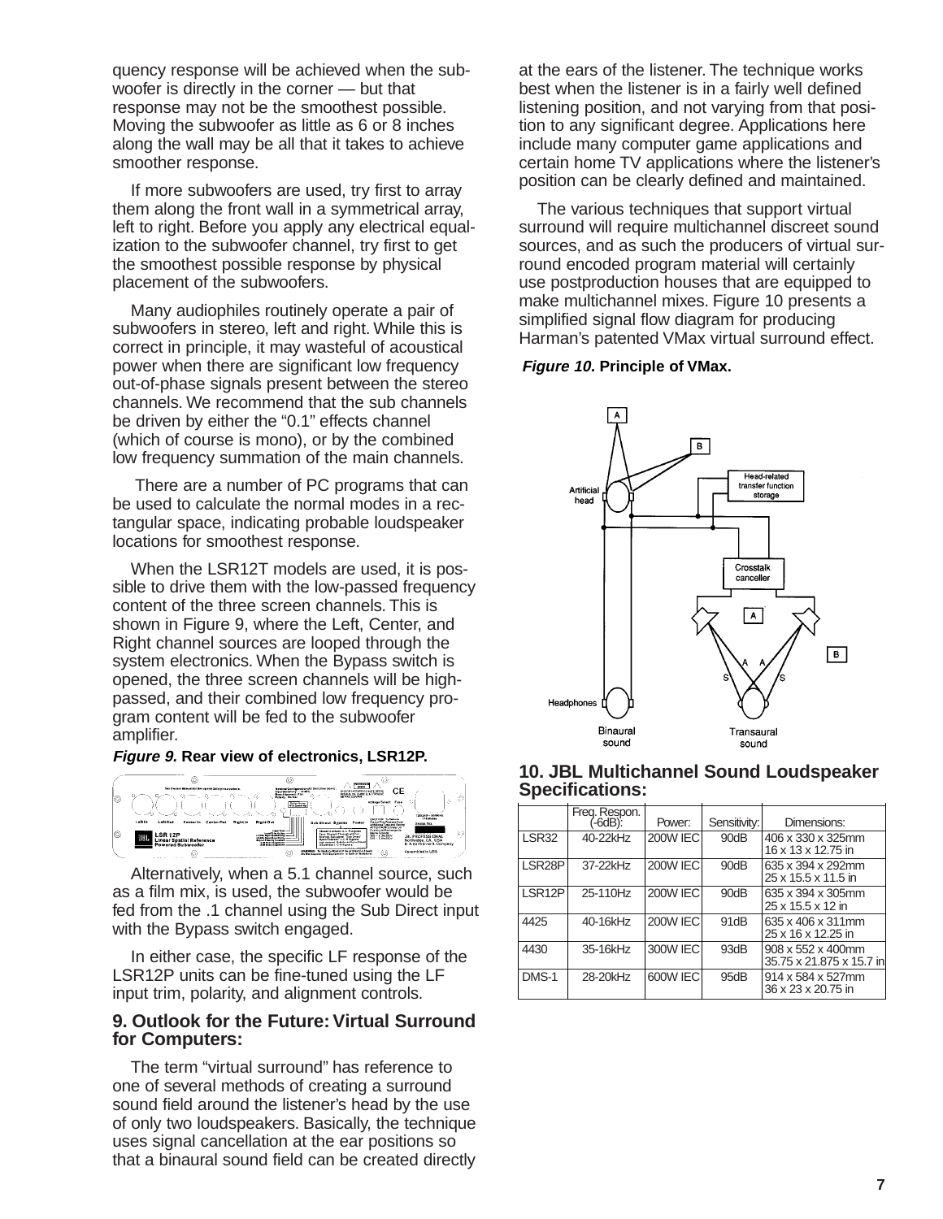quency response will be achieved when the subwoofer is directly in the corner — but that response may not be the smoothest possible. Moving the subwoofer as little as 6 or 8 inches along the wall may be all that it takes to achieve smoother response.

If more subwoofers are used, try first to array them along the front wall in a symmetrical array, left to right. Before you apply any electrical equalization to the subwoofer channel, try first to get the smoothest possible response by physical placement of the subwoofers.

Many audiophiles routinely operate a pair of subwoofers in stereo, left and right. While this is correct in principle, it may wasteful of acoustical power when there are significant low frequency out-of-phase signals present between the stereo channels. We recommend that the sub channels be driven by either the "0.1" effects channel (which of course is mono), or by the combined low frequency summation of the main channels.

There are a number of PC programs that can be used to calculate the normal modes in a rectangular space, indicating probable loudspeaker locations for smoothest response.

When the LSR12T models are used, it is possible to drive them with the low-passed frequency content of the three screen channels. This is shown in Figure 9, where the Left, Center, and Right channel sources are looped through the system electronics. When the Bypass switch is opened, the three screen channels will be high-passed, and their combined low frequency program content will be fed to the subwoofer amplifier.

***Figure 9.*** **Rear view of electronics, LSR12P.**

Alternatively, when a 5.1 channel source, such as a film mix, is used, the subwoofer would be fed from the .1 channel using the Sub Direct input with the Bypass switch engaged.

In either case, the specific LF response of the LSR12P units can be fine-tuned using the LF input trim, polarity, and alignment controls.

## 9. Outlook for the Future: Virtual Surround for Computers:

The term "virtual surround" has reference to one of several methods of creating a surround sound field around the listener's head by the use of only two loudspeakers. Basically, the technique uses signal cancellation at the ear positions so that a binaural sound field can be created directly at the ears of the listener. The technique works best when the listener is in a fairly well defined listening position, and not varying from that position to any significant degree. Applications here include many computer game applications and certain home TV applications where the listener's position can be clearly defined and maintained.

The various techniques that support virtual surround will require multichannel discreet sound sources, and as such the producers of virtual surround encoded program material will certainly use postproduction houses that are equipped to make multichannel mixes. Figure 10 presents a simplified signal flow diagram for producing Harman's patented VMax virtual surround effect.

***Figure 10.*** **Principle of VMax.**

## 10. JBL Multichannel Sound Loudspeaker Specifications:

| | Freq. Respon. (-6dB): | Power: | Sensitivity: | Dimensions: |
|---|---|---|---|---|
| LSR32 | 40-22kHz | 200W IEC | 90dB | 406 x 330 x 325mm<br>16 x 13 x 12.75 in |
| LSR28P | 37-22kHz | 200W IEC | 90dB | 635 x 394 x 292mm<br>25 x 15.5 x 11.5 in |
| LSR12P | 25-110Hz | 200W IEC | 90dB | 635 x 394 x 305mm<br>25 x 15.5 x 12 in |
| 4425 | 40-16kHz | 200W IEC | 91dB | 635 x 406 x 311mm<br>25 x 16 x 12.25 in |
| 4430 | 35-16kHz | 300W IEC | 93dB | 908 x 552 x 400mm<br>35.75 x 21.875 x 15.7 in |
| DMS-1 | 28-20kHz | 600W IEC | 95dB | 914 x 584 x 527mm<br>36 x 23 x 20.75 in |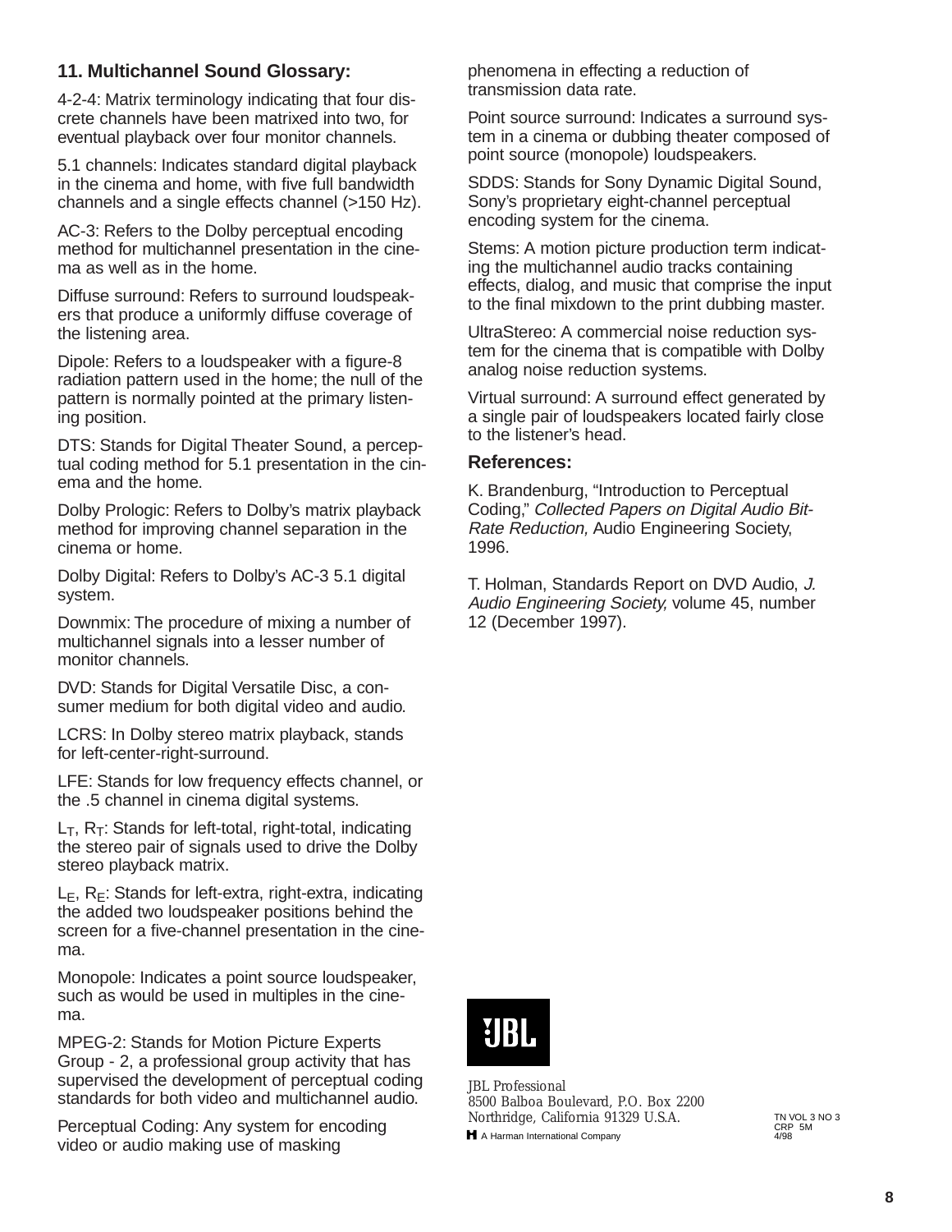## 11. Multichannel Sound Glossary:

4-2-4: Matrix terminology indicating that four discrete channels have been matrixed into two, for eventual playback over four monitor channels.

5.1 channels: Indicates standard digital playback in the cinema and home, with five full bandwidth channels and a single effects channel (>150 Hz).

AC-3: Refers to the Dolby perceptual encoding method for multichannel presentation in the cinema as well as in the home.

Diffuse surround: Refers to surround loudspeakers that produce a uniformly diffuse coverage of the listening area.

Dipole: Refers to a loudspeaker with a figure-8 radiation pattern used in the home; the null of the pattern is normally pointed at the primary listening position.

DTS: Stands for Digital Theater Sound, a perceptual coding method for 5.1 presentation in the cinema and the home.

Dolby Prologic: Refers to Dolby's matrix playback method for improving channel separation in the cinema or home.

Dolby Digital: Refers to Dolby's AC-3 5.1 digital system.

Downmix: The procedure of mixing a number of multichannel signals into a lesser number of monitor channels.

DVD: Stands for Digital Versatile Disc, a consumer medium for both digital video and audio.

LCRS: In Dolby stereo matrix playback, stands for left-center-right-surround.

LFE: Stands for low frequency effects channel, or the .5 channel in cinema digital systems.

$L_T$, $R_T$: Stands for left-total, right-total, indicating the stereo pair of signals used to drive the Dolby stereo playback matrix.

$L_E$, $R_E$: Stands for left-extra, right-extra, indicating the added two loudspeaker positions behind the screen for a five-channel presentation in the cinema.

Monopole: Indicates a point source loudspeaker, such as would be used in multiples in the cinema.

MPEG-2: Stands for Motion Picture Experts Group - 2, a professional group activity that has supervised the development of perceptual coding standards for both video and multichannel audio.

Perceptual Coding: Any system for encoding video or audio making use of masking phenomena in effecting a reduction of transmission data rate.

Point source surround: Indicates a surround system in a cinema or dubbing theater composed of point source (monopole) loudspeakers.

SDDS: Stands for Sony Dynamic Digital Sound, Sony's proprietary eight-channel perceptual encoding system for the cinema.

Stems: A motion picture production term indicating the multichannel audio tracks containing effects, dialog, and music that comprise the input to the final mixdown to the print dubbing master.

UltraStereo: A commercial noise reduction system for the cinema that is compatible with Dolby analog noise reduction systems.

Virtual surround: A surround effect generated by a single pair of loudspeakers located fairly close to the listener's head.

### References:

K. Brandenburg, "Introduction to Perceptual Coding," *Collected Papers on Digital Audio Bit-Rate Reduction,* Audio Engineering Society, 1996.

T. Holman, Standards Report on DVD Audio, *J. Audio Engineering Society,* volume 45, number 12 (December 1997).

JBL

JBL Professional
8500 Balboa Boulevard, P.O. Box 2200
Northridge, California 91329 U.S.A.
A Harman International Company

TN VOL 3 NO 3
CRP 5M
4/98